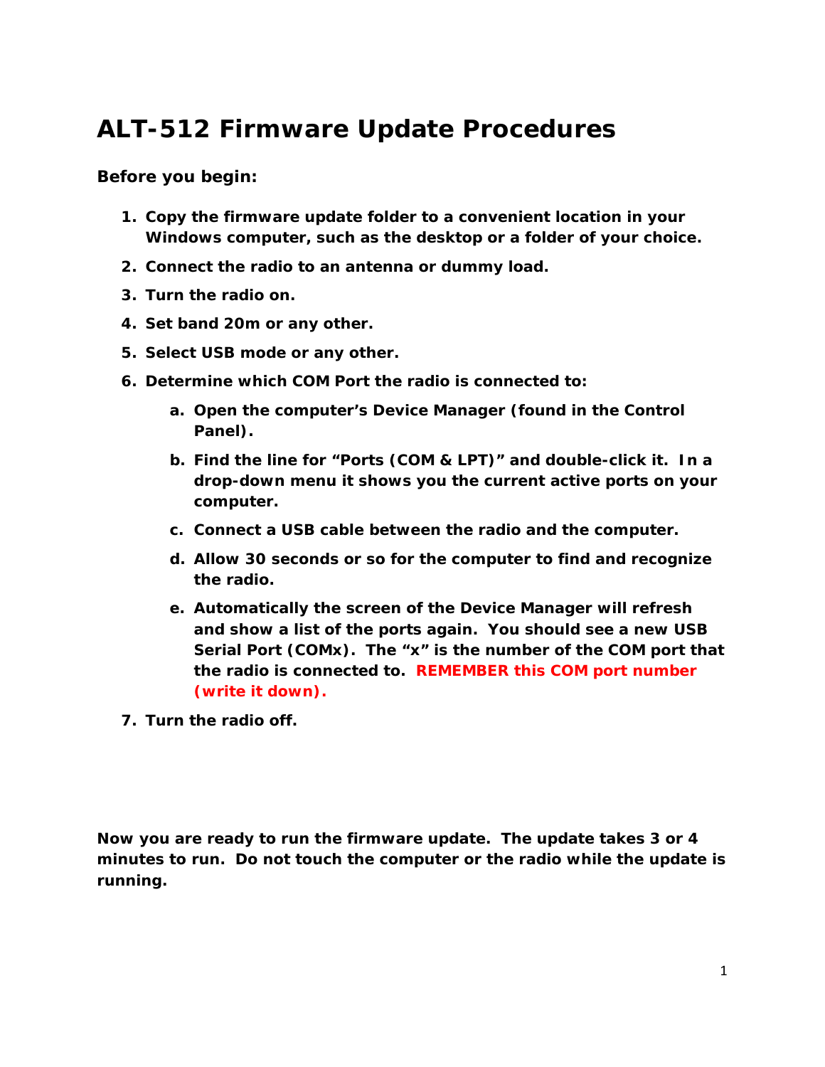# ALT-512 Firmware Update Procedures

**Before you begin:**

1. **Copy the firmware update folder to a convenient location in your Windows computer, such as the desktop or a folder of your choice.**
2. **Connect the radio to an antenna or dummy load.**
3. **Turn the radio on.**
4. **Set band 20m or any other.**
5. **Select USB mode or any other.**
6. **Determine which COM Port the radio is connected to:**
   a. **Open the computer's Device Manager (found in the Control Panel).**
   b. **Find the line for "Ports (COM & LPT)" and double-click it. In a drop-down menu it shows you the current active ports on your computer.**
   c. **Connect a USB cable between the radio and the computer.**
   d. **Allow 30 seconds or so for the computer to find and recognize the radio.**
   e. **Automatically the screen of the Device Manager will refresh and show a list of the ports again. You should see a new USB Serial Port (COMx). The "x" is the number of the COM port that the radio is connected to. REMEMBER this COM port number (write it down).**
7. **Turn the radio off.**

**Now you are ready to run the firmware update. The update takes 3 or 4 minutes to run. Do not touch the computer or the radio while the update is running.**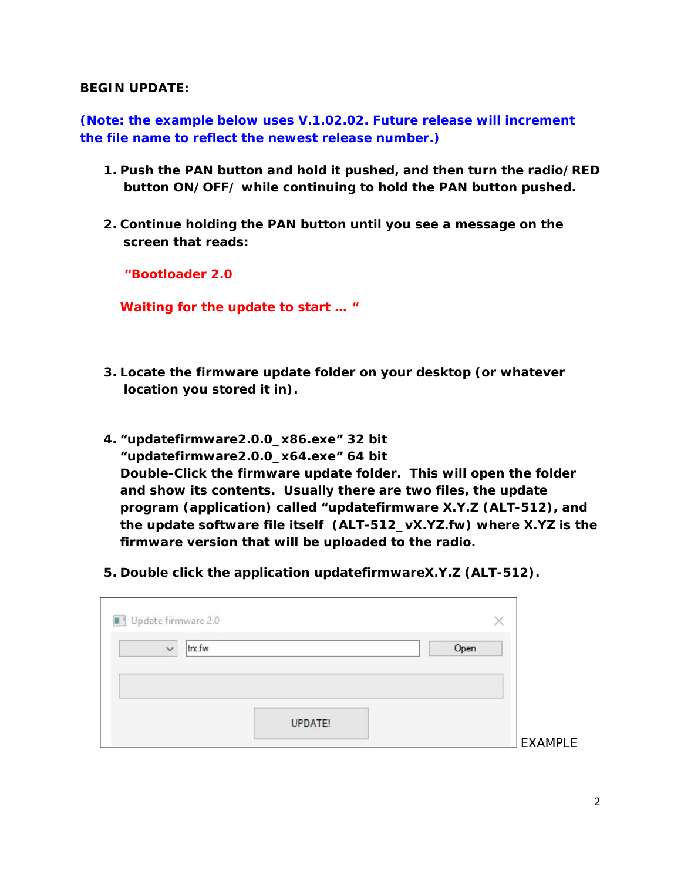**BEGIN UPDATE:**

**(Note: the example below uses V.1.02.02. Future release will increment the file name to reflect the newest release number.)**

1. **Push the PAN button and hold it pushed, and then turn the radio/RED button ON/OFF/ while continuing to hold the PAN button pushed.**

2. **Continue holding the PAN button until you see a message on the screen that reads:**

   **"Bootloader 2.0**

   **Waiting for the update to start … "**

3. **Locate the firmware update folder on your desktop (or whatever location you stored it in).**

4. **"updatefirmware2.0.0_x86.exe" 32 bit**
   **"updatefirmware2.0.0_x64.exe" 64 bit**
   **Double-Click the firmware update folder. This will open the folder and show its contents. Usually there are two files, the update program (application) called "updatefirmware X.Y.Z (ALT-512), and the update software file itself (ALT-512_vX.YZ.fw) where X.YZ is the firmware version that will be uploaded to the radio.**

5. **Double click the application updatefirmwareX.Y.Z (ALT-512).**

Update firmware 2.0

trx.fw | Open

UPDATE!

EXAMPLE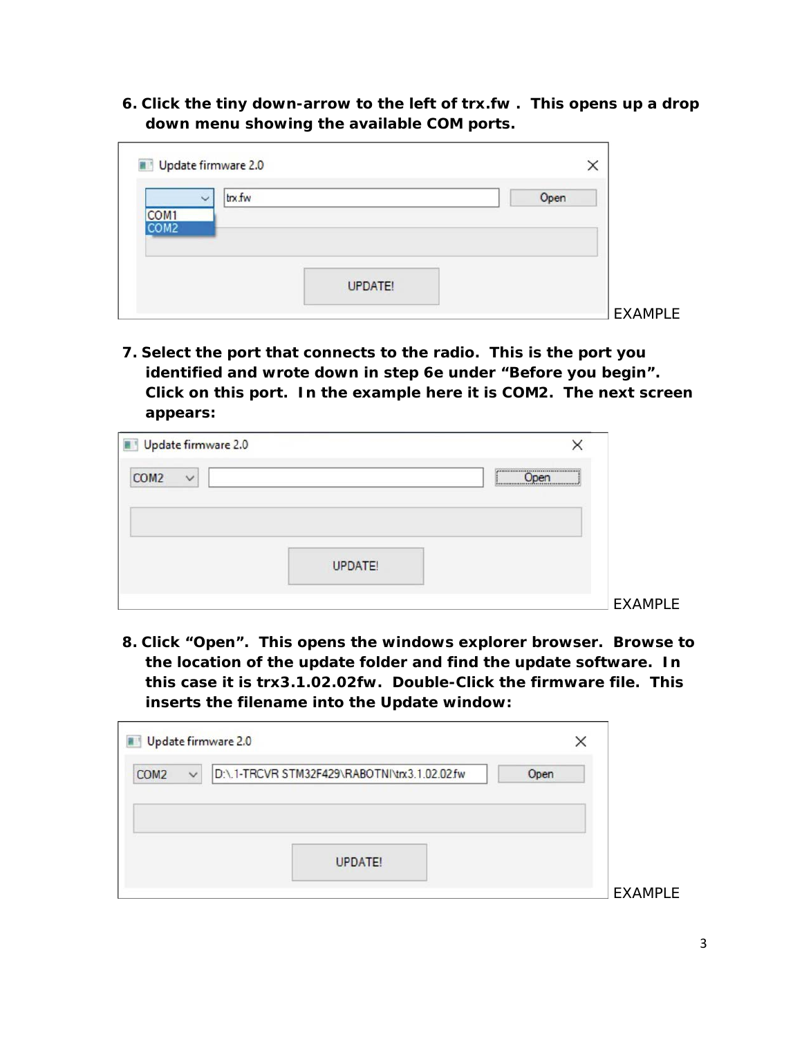6. **Click the tiny down-arrow to the left of trx.fw . This opens up a drop down menu showing the available COM ports.**

Update firmware 2.0

COM1
COM2

trx.fw

Open

UPDATE!

EXAMPLE

7. **Select the port that connects to the radio. This is the port you identified and wrote down in step 6e under "Before you begin". Click on this port. In the example here it is COM2. The next screen appears:**

Update firmware 2.0

COM2

Open

UPDATE!

EXAMPLE

8. **Click "Open". This opens the windows explorer browser. Browse to the location of the update folder and find the update software. In this case it is trx3.1.02.02fw. Double-Click the firmware file. This inserts the filename into the Update window:**

Update firmware 2.0

COM2

D:\.1-TRCVR STM32F429\RABOTNI\trx3.1.02.02.fw

Open

UPDATE!

EXAMPLE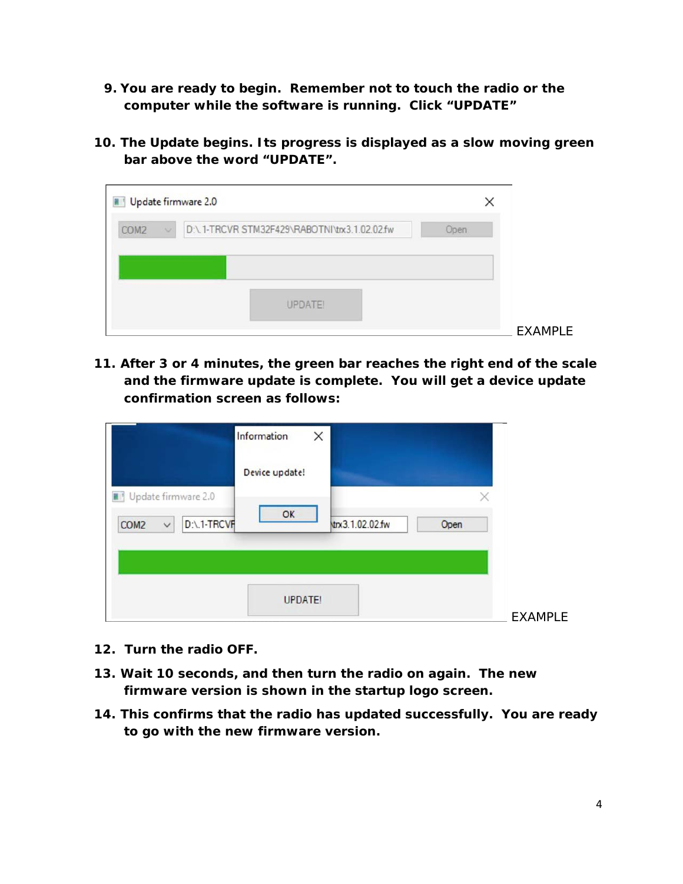9. **You are ready to begin. Remember not to touch the radio or the computer while the software is running. Click "UPDATE"**

10. **The Update begins. Its progress is displayed as a slow moving green bar above the word "UPDATE".**

Update firmware 2.0

COM2

D:\.1-TRCVR STM32F429\RABOTNI\trx3.1.02.02.fw

Open

UPDATE!

EXAMPLE

11. **After 3 or 4 minutes, the green bar reaches the right end of the scale and the firmware update is complete. You will get a device update confirmation screen as follows:**

Information

Device update!

OK

Update firmware 2.0

COM2

D:\.1-TRCVR

trx3.1.02.02.fw

Open

UPDATE!

EXAMPLE

12. **Turn the radio OFF.**

13. **Wait 10 seconds, and then turn the radio on again. The new firmware version is shown in the startup logo screen.**

14. **This confirms that the radio has updated successfully. You are ready to go with the new firmware version.**